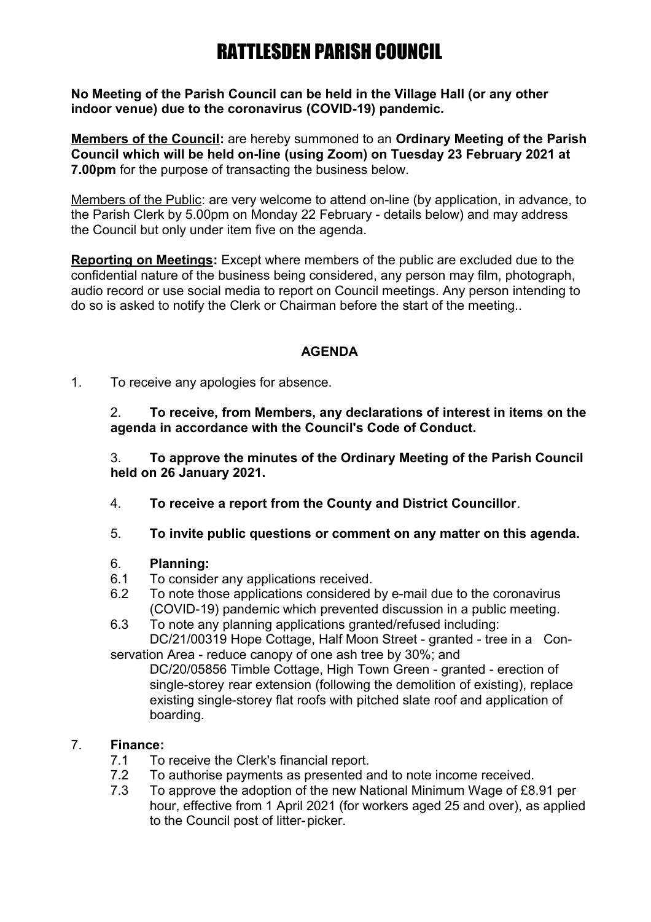# RATTLESDEN PARISH COUNCIL

**No Meeting of the Parish Council can be held in the Village Hall (or any other indoor venue) due to the coronavirus (COVID-19) pandemic.**

**Members of the Council:** are hereby summoned to an **Ordinary Meeting of the Parish Council which will be held on-line (using Zoom) on Tuesday 23 February 2021 at 7.00pm** for the purpose of transacting the business below.

Members of the Public: are very welcome to attend on-line (by application, in advance, to the Parish Clerk by 5.00pm on Monday 22 February - details below) and may address the Council but only under item five on the agenda.

**Reporting on Meetings:** Except where members of the public are excluded due to the confidential nature of the business being considered, any person may film, photograph, audio record or use social media to report on Council meetings. Any person intending to do so is asked to notify the Clerk or Chairman before the start of the meeting..

## AGENDA

1. To receive any apologies for absence.

2. **To receive, from Members, any declarations of interest in items on the agenda in accordance with the Council's Code of Conduct.**

3. **To approve the minutes of the Ordinary Meeting of the Parish Council held on 26 January 2021.**

4. **To receive a report from the County and District Councillor**.

5. **To invite public questions or comment on any matter on this agenda.**

6. **Planning:**
   - 6.1 To consider any applications received.
   - 6.2 To note those applications considered by e-mail due to the coronavirus (COVID-19) pandemic which prevented discussion in a public meeting.
   - 6.3 To note any planning applications granted/refused including:
     DC/21/00319 Hope Cottage, Half Moon Street - granted - tree in a Conservation Area - reduce canopy of one ash tree by 30%; and
     DC/20/05856 Timble Cottage, High Town Green - granted - erection of single-storey rear extension (following the demolition of existing), replace existing single-storey flat roofs with pitched slate roof and application of boarding.

7. **Finance:**
   - 7.1 To receive the Clerk's financial report.
   - 7.2 To authorise payments as presented and to note income received.
   - 7.3 To approve the adoption of the new National Minimum Wage of £8.91 per hour, effective from 1 April 2021 (for workers aged 25 and over), as applied to the Council post of litter-picker.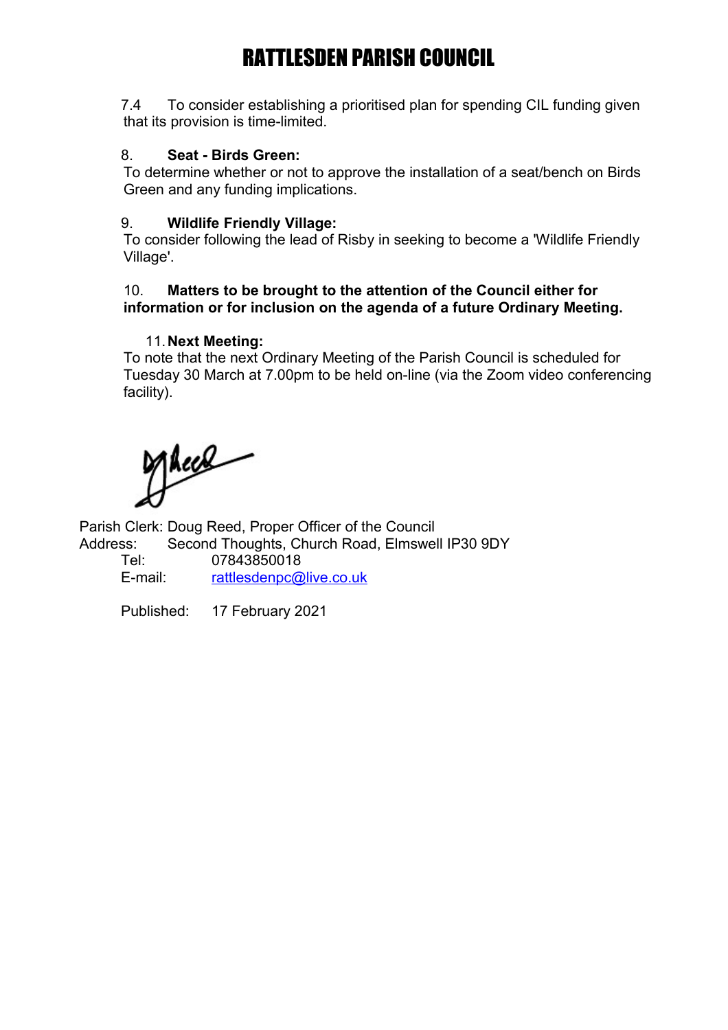# RATTLESDEN PARISH COUNCIL

7.4 To consider establishing a prioritised plan for spending CIL funding given that its provision is time-limited.

8. **Seat - Birds Green:**
To determine whether or not to approve the installation of a seat/bench on Birds Green and any funding implications.

9. **Wildlife Friendly Village:**
To consider following the lead of Risby in seeking to become a 'Wildlife Friendly Village'.

10. **Matters to be brought to the attention of the Council either for information or for inclusion on the agenda of a future Ordinary Meeting.**

11. **Next Meeting:**
To note that the next Ordinary Meeting of the Parish Council is scheduled for Tuesday 30 March at 7.00pm to be held on-line (via the Zoom video conferencing facility).

Parish Clerk: Doug Reed, Proper Officer of the Council
Address: Second Thoughts, Church Road, Elmswell IP30 9DY
Tel: 07843850018
E-mail: rattlesdenpc@live.co.uk

Published: 17 February 2021